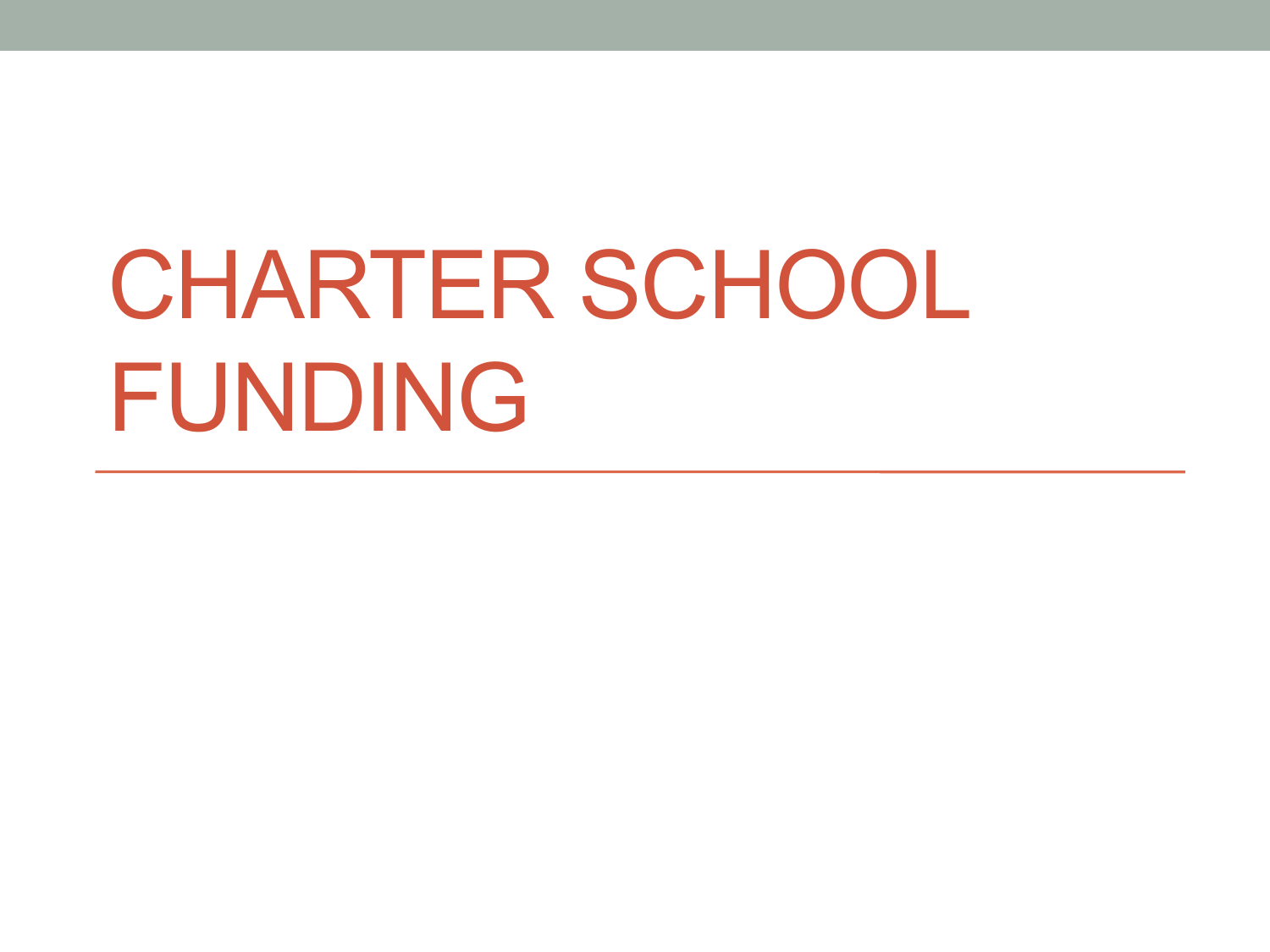# CHARTER SCHOOL FUNDING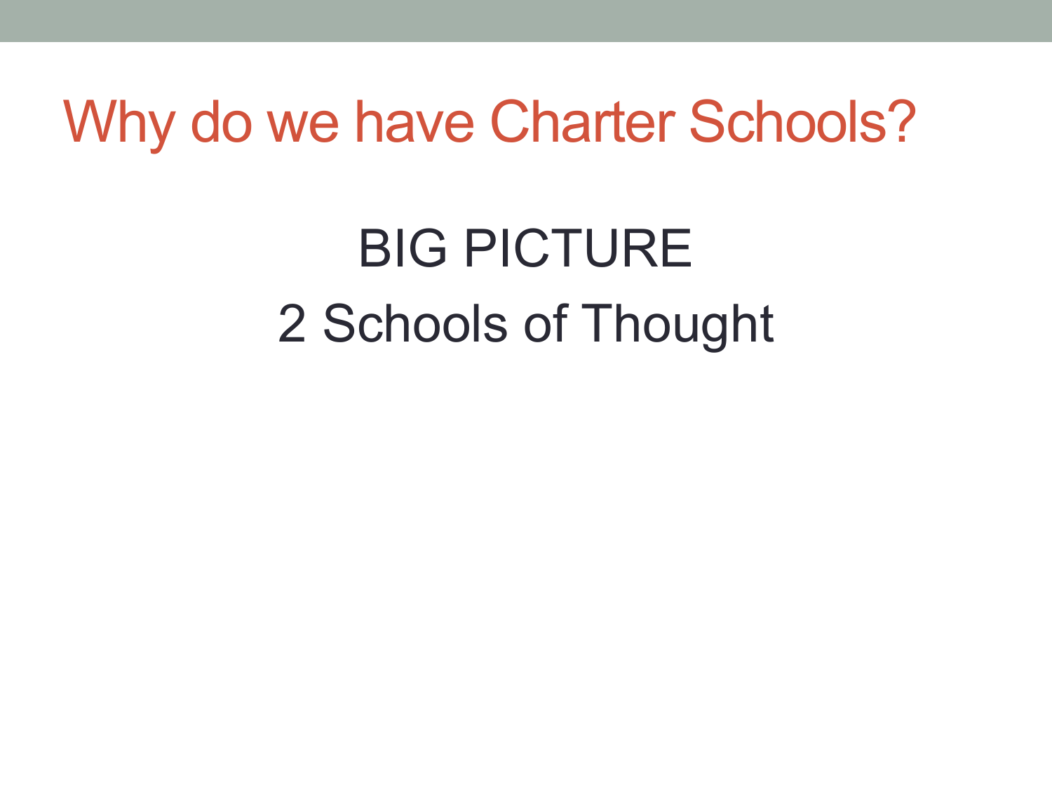# Why do we have Charter Schools?

BIG PICTURE

2 Schools of Thought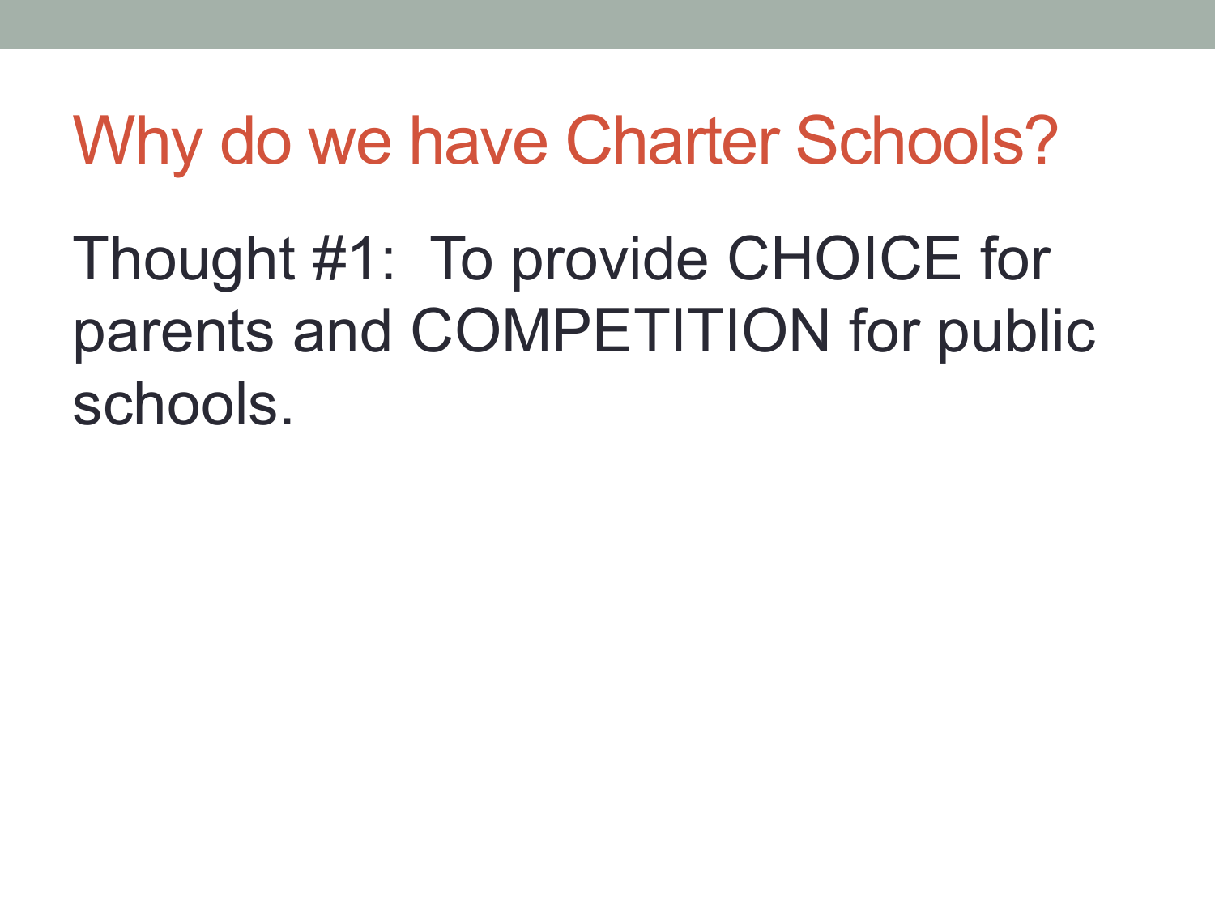# Why do we have Charter Schools?

Thought #1:  To provide CHOICE for parents and COMPETITION for public schools.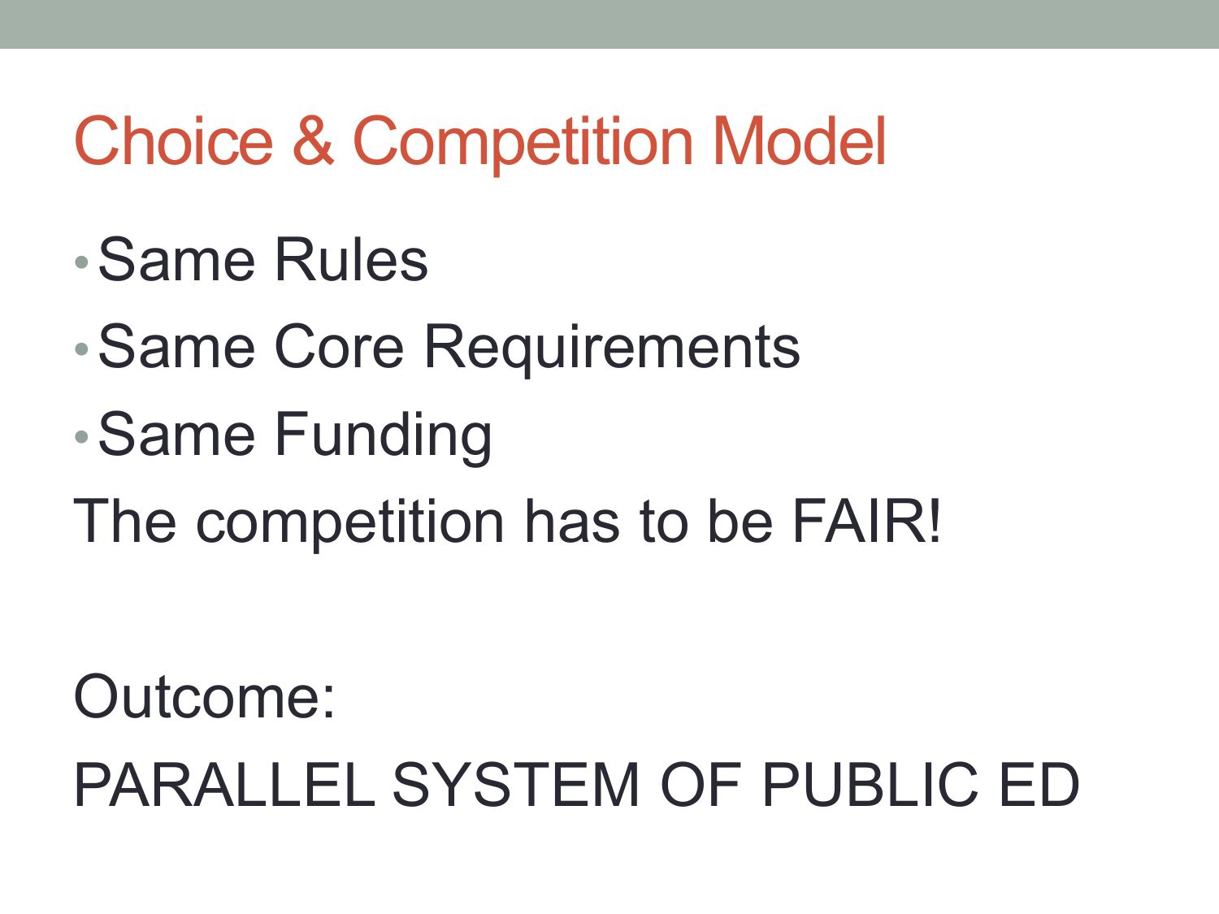# Choice & Competition Model

- Same Rules
- Same Core Requirements
- Same Funding

The competition has to be FAIR!

Outcome:

PARALLEL SYSTEM OF PUBLIC ED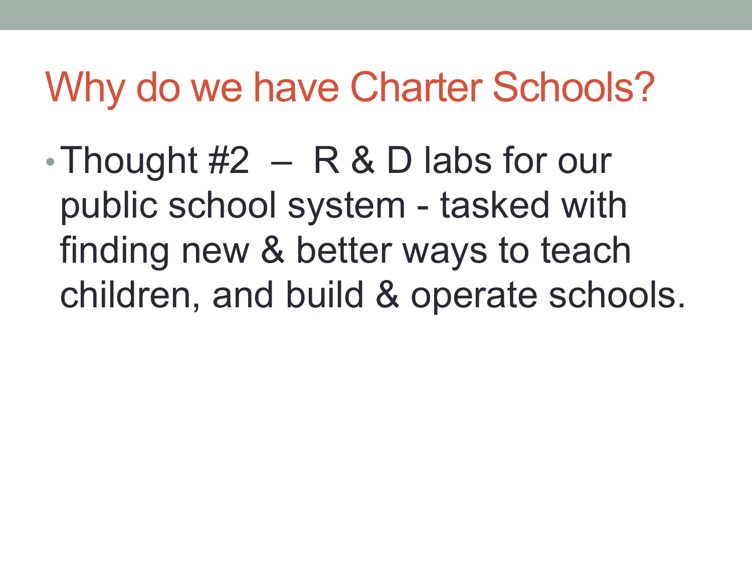# Why do we have Charter Schools?

- Thought #2 – R & D labs for our public school system - tasked with finding new & better ways to teach children, and build & operate schools.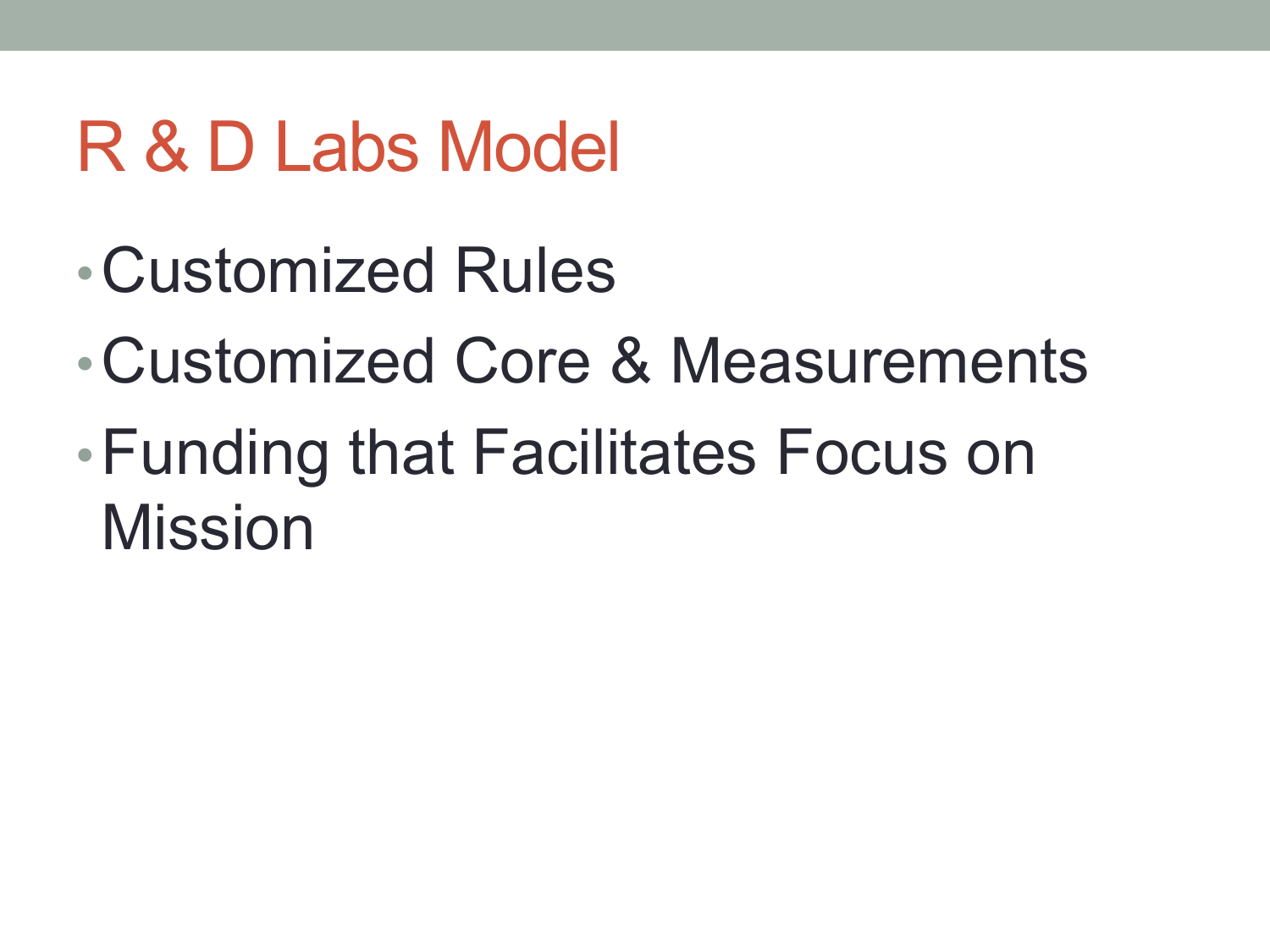# R & D Labs Model

- Customized Rules
- Customized Core & Measurements
- Funding that Facilitates Focus on Mission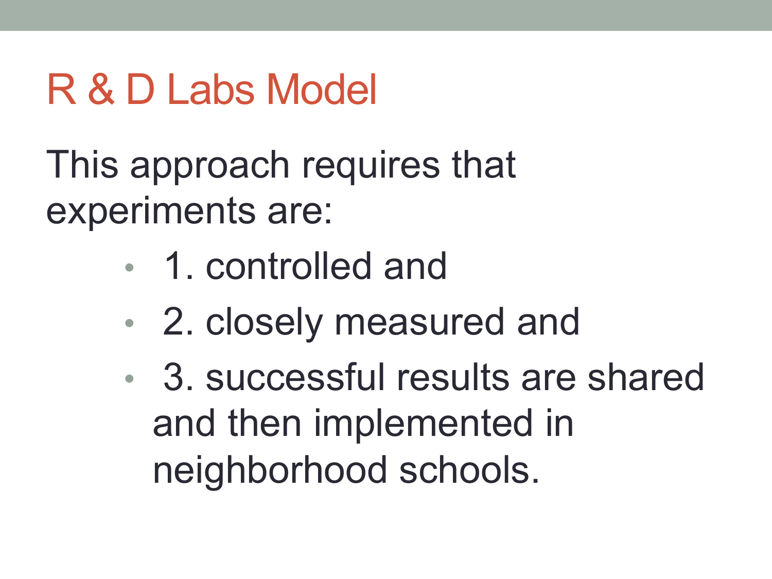# R & D Labs Model

This approach requires that experiments are:

- 1. controlled and
- 2. closely measured and
- 3. successful results are shared and then implemented in neighborhood schools.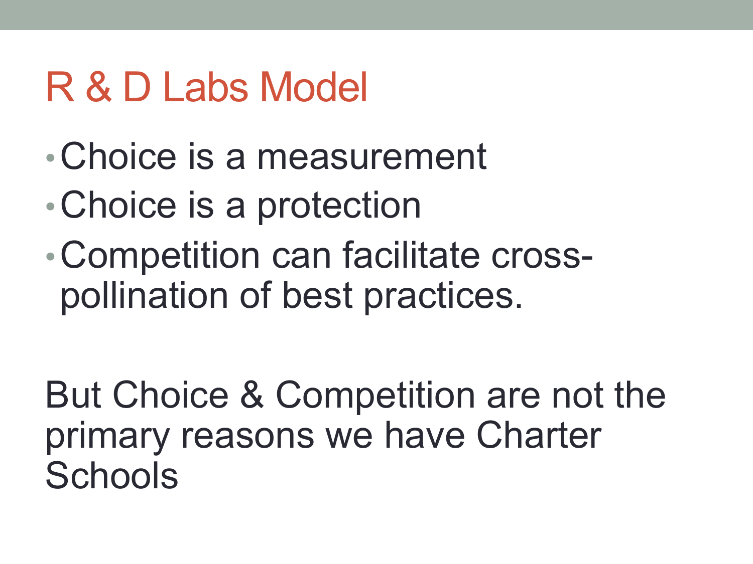# R & D Labs Model

- Choice is a measurement
- Choice is a protection
- Competition can facilitate cross-pollination of best practices.

But Choice & Competition are not the primary reasons we have Charter Schools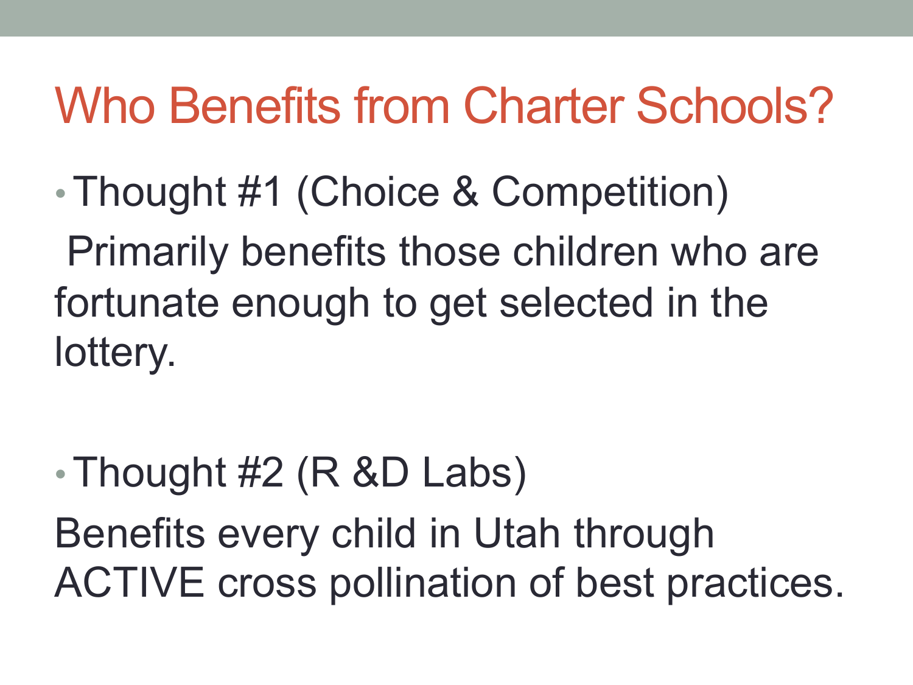# Who Benefits from Charter Schools?

- Thought #1 (Choice & Competition)

Primarily benefits those children who are fortunate enough to get selected in the lottery.

- Thought #2 (R &D Labs)

Benefits every child in Utah through ACTIVE cross pollination of best practices.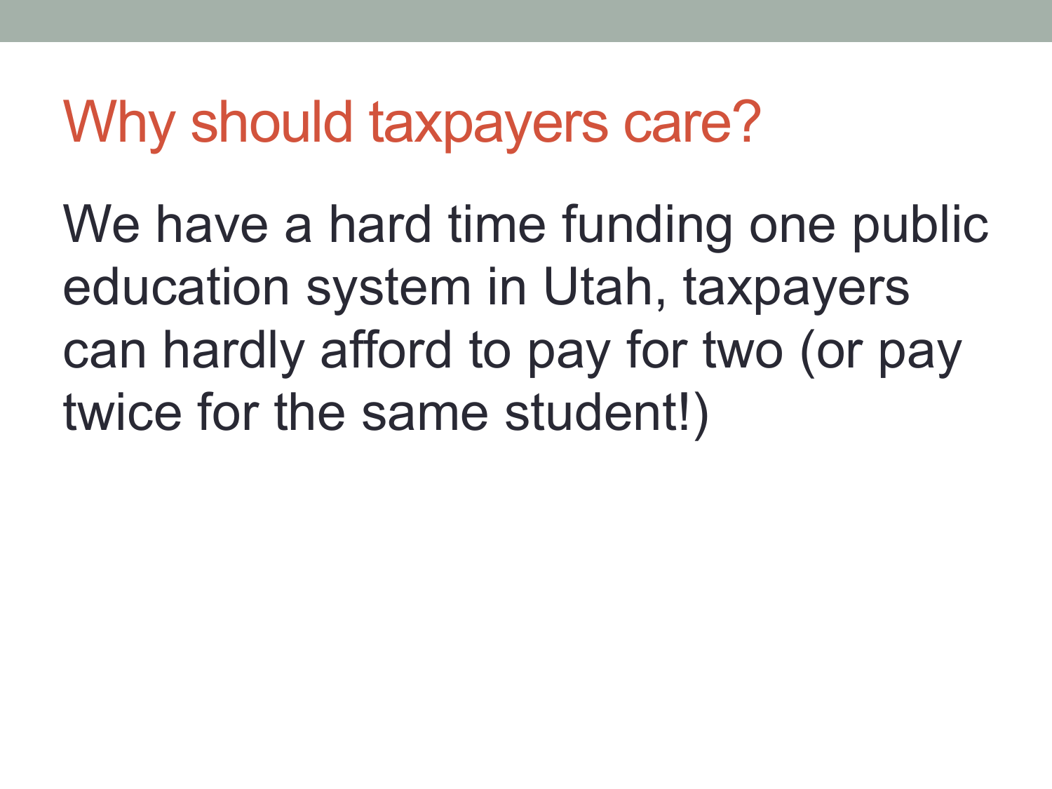# Why should taxpayers care?

We have a hard time funding one public education system in Utah, taxpayers can hardly afford to pay for two (or pay twice for the same student!)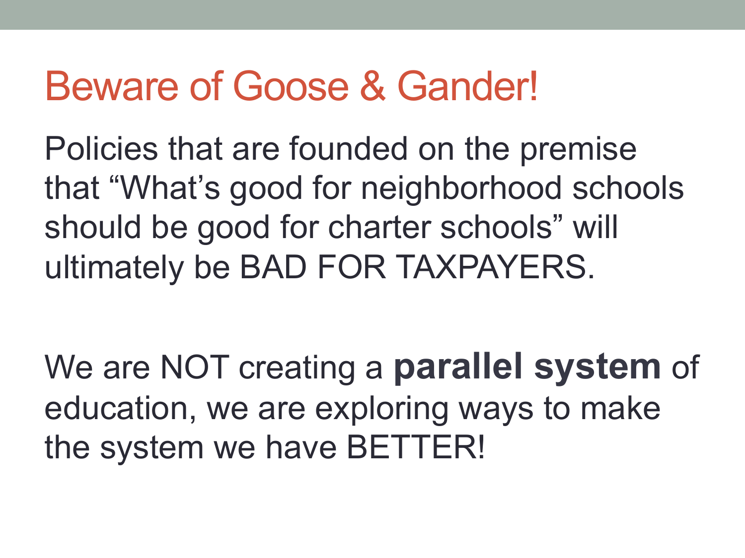# Beware of Goose & Gander!

Policies that are founded on the premise that “What’s good for neighborhood schools should be good for charter schools” will ultimately be BAD FOR TAXPAYERS.

We are NOT creating a **parallel system** of education, we are exploring ways to make the system we have BETTER!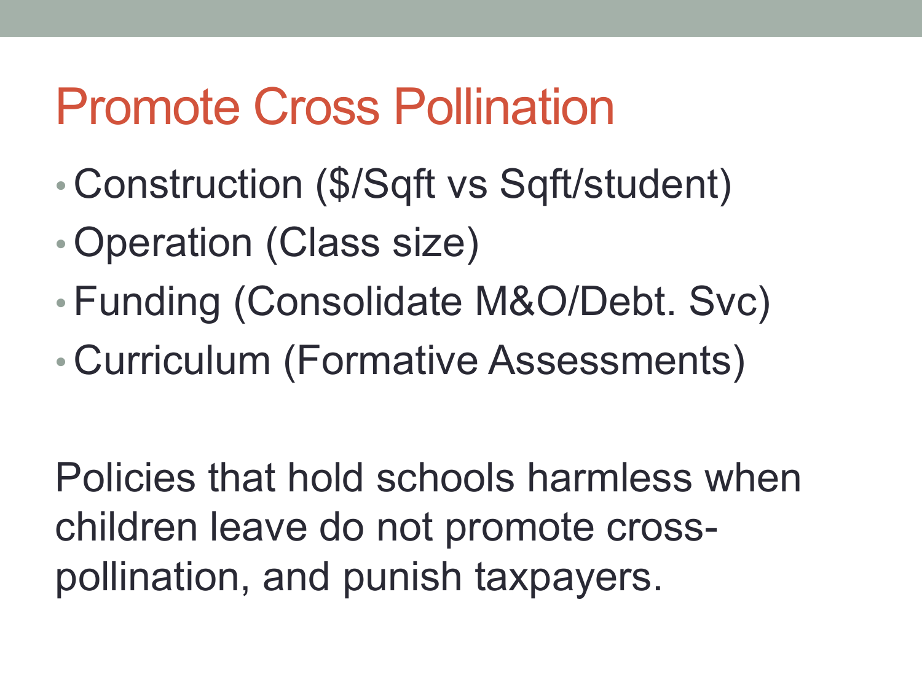# Promote Cross Pollination

- Construction ($/Sqft vs Sqft/student)
- Operation (Class size)
- Funding (Consolidate M&O/Debt. Svc)
- Curriculum (Formative Assessments)

Policies that hold schools harmless when children leave do not promote cross-pollination, and punish taxpayers.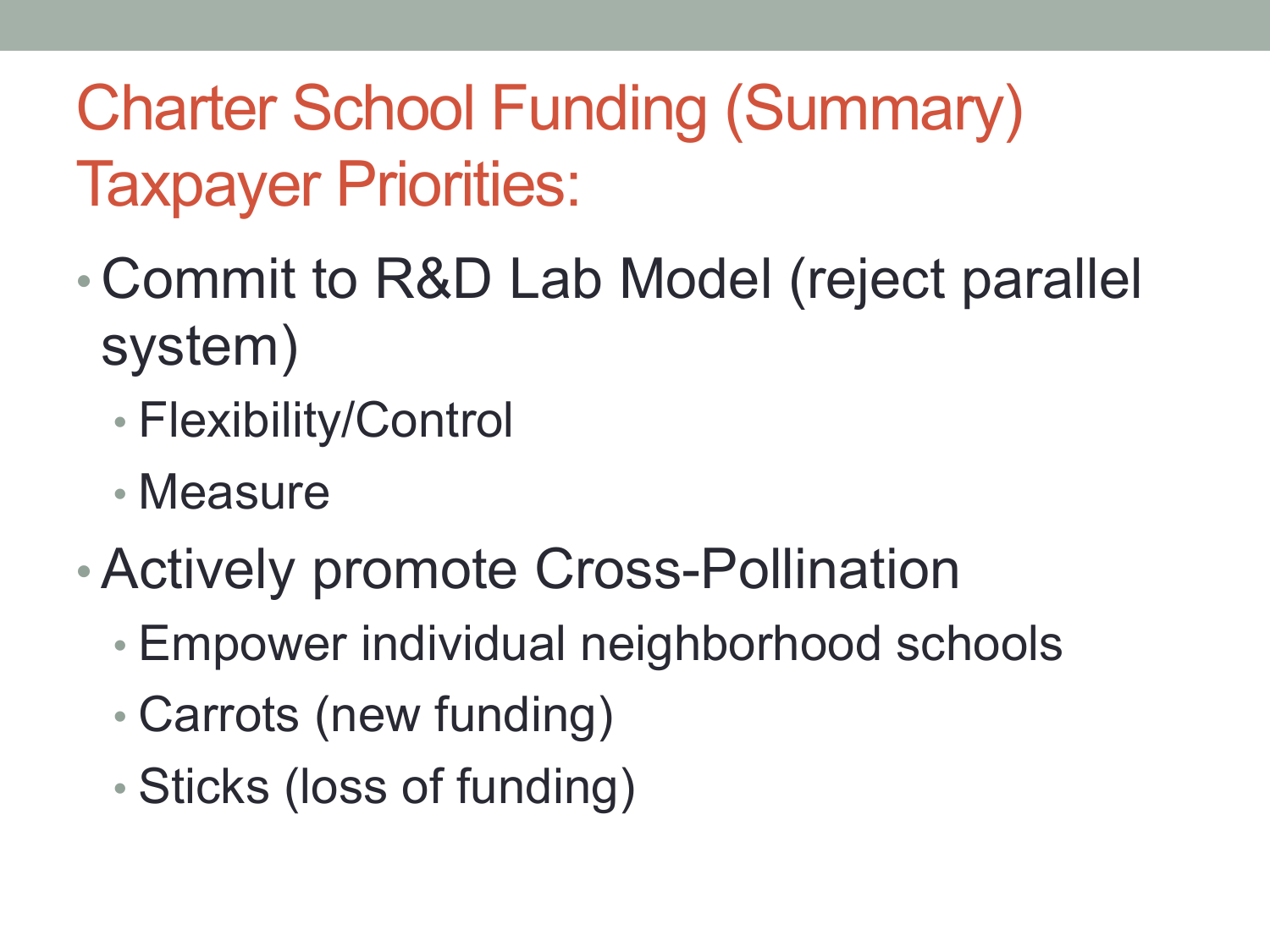# Charter School Funding (Summary) Taxpayer Priorities:

- Commit to R&D Lab Model (reject parallel system)
  - Flexibility/Control
  - Measure
- Actively promote Cross-Pollination
  - Empower individual neighborhood schools
  - Carrots (new funding)
  - Sticks (loss of funding)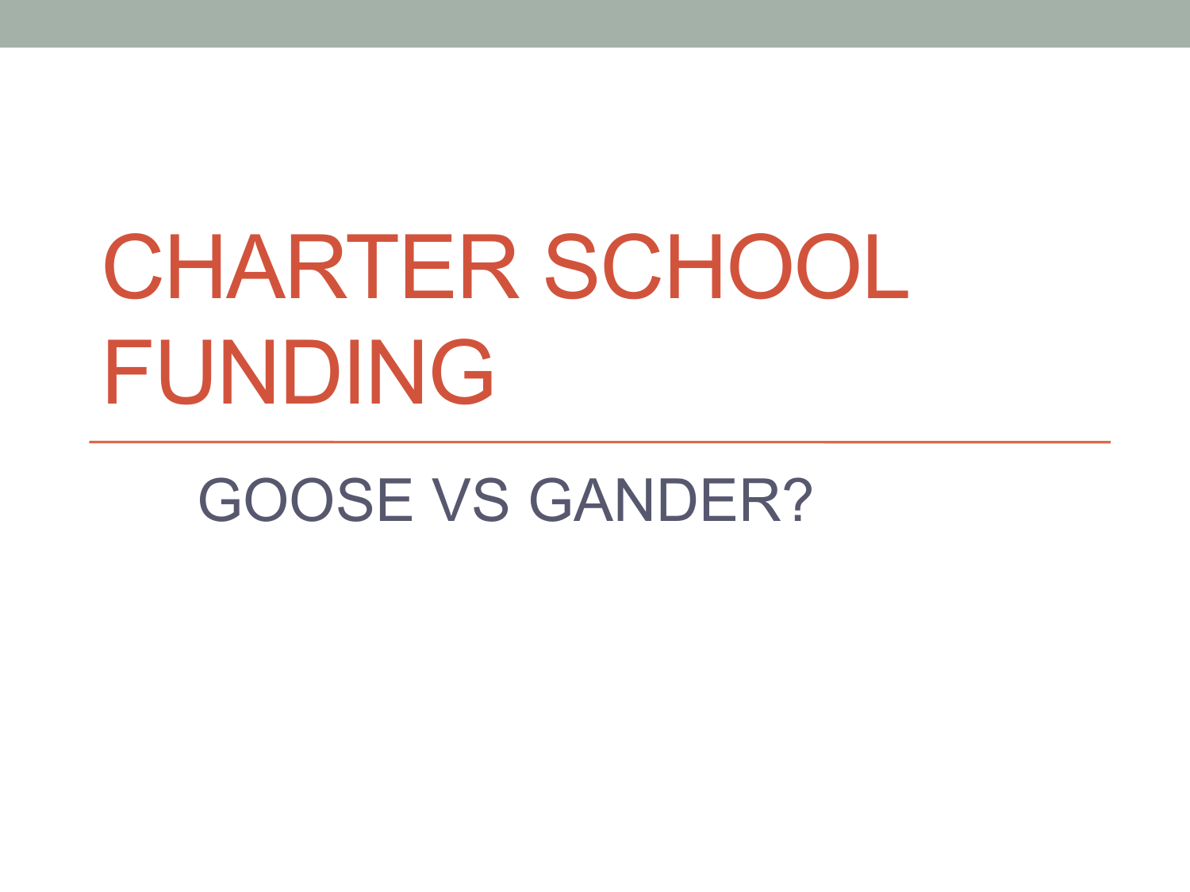# CHARTER SCHOOL FUNDING

## GOOSE VS GANDER?